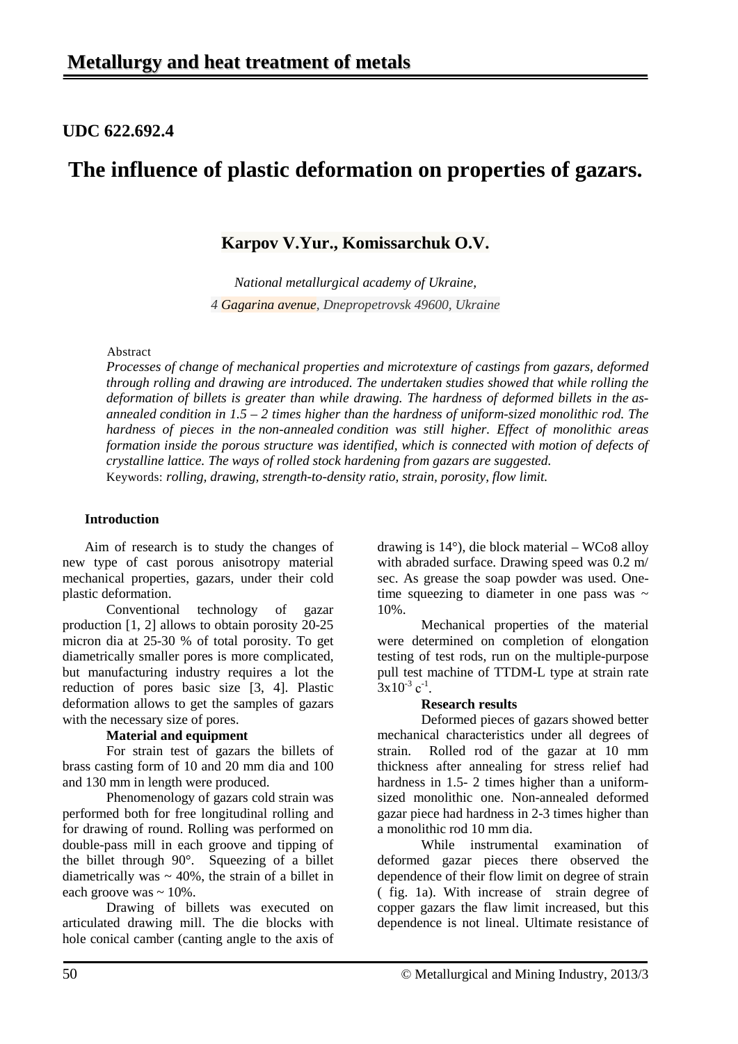## Metallurgy and heat treatment of metals

**UDC 622.692.4**

# The influence of plastic deformation on properties of gazars.

**Karpov V.Yur., Komissarchuk O.V.**

*National metallurgical academy of Ukraine,*
*4 Gagarina avenue, Dnepropetrovsk 49600, Ukraine*

Abstract

*Processes of change of mechanical properties and microtexture of castings from gazars, deformed through rolling and drawing are introduced. The undertaken studies showed that while rolling the deformation of billets is greater than while drawing. The hardness of deformed billets in the as-annealed condition in 1.5 – 2 times higher than the hardness of uniform-sized monolithic rod. The hardness of pieces in the non-annealed condition was still higher. Effect of monolithic areas formation inside the porous structure was identified, which is connected with motion of defects of crystalline lattice. The ways of rolled stock hardening from gazars are suggested.*

Keywords: *rolling, drawing, strength-to-density ratio, strain, porosity, flow limit.*

### Introduction

Aim of research is to study the changes of new type of cast porous anisotropy material mechanical properties, gazars, under their cold plastic deformation.

Conventional technology of gazar production [1, 2] allows to obtain porosity 20-25 micron dia at 25-30 % of total porosity. To get diametrically smaller pores is more complicated, but manufacturing industry requires a lot the reduction of pores basic size [3, 4]. Plastic deformation allows to get the samples of gazars with the necessary size of pores.

### Material and equipment

For strain test of gazars the billets of brass casting form of 10 and 20 mm dia and 100 and 130 mm in length were produced.

Phenomenology of gazars cold strain was performed both for free longitudinal rolling and for drawing of round. Rolling was performed on double-pass mill in each groove and tipping of the billet through 90°. Squeezing of a billet diametrically was ~ 40%, the strain of a billet in each groove was ~ 10%.

Drawing of billets was executed on articulated drawing mill. The die blocks with hole conical camber (canting angle to the axis of drawing is 14°), die block material – WCo8 alloy with abraded surface. Drawing speed was 0.2 m/sec. As grease the soap powder was used. One-time squeezing to diameter in one pass was ~ 10%.

Mechanical properties of the material were determined on completion of elongation testing of test rods, run on the multiple-purpose pull test machine of TTDM-L type at strain rate $3x10^{-3}$ $c^{-1}$.

### Research results

Deformed pieces of gazars showed better mechanical characteristics under all degrees of strain. Rolled rod of the gazar at 10 mm thickness after annealing for stress relief had hardness in 1.5- 2 times higher than a uniform-sized monolithic one. Non-annealed deformed gazar piece had hardness in 2-3 times higher than a monolithic rod 10 mm dia.

While instrumental examination of deformed gazar pieces there observed the dependence of their flow limit on degree of strain ( fig. 1a). With increase of strain degree of copper gazars the flaw limit increased, but this dependence is not lineal. Ultimate resistance of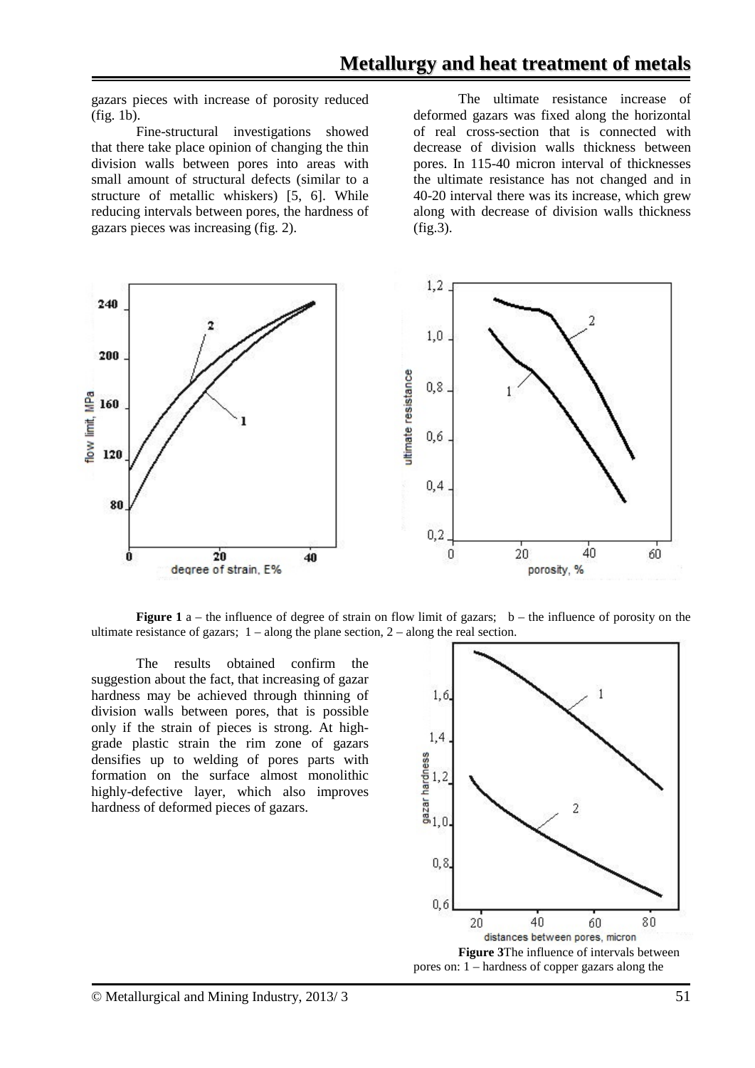gazars pieces with increase of porosity reduced (fig. 1b).

Fine-structural investigations showed that there take place opinion of changing the thin division walls between pores into areas with small amount of structural defects (similar to a structure of metallic whiskers) [5, 6]. While reducing intervals between pores, the hardness of gazars pieces was increasing (fig. 2).

The ultimate resistance increase of deformed gazars was fixed along the horizontal of real cross-section that is connected with decrease of division walls thickness between pores. In 115-40 micron interval of thicknesses the ultimate resistance has not changed and in 40-20 interval there was its increase, which grew along with decrease of division walls thickness (fig.3).

**Figure 1** a – the influence of degree of strain on flow limit of gazars; b – the influence of porosity on the ultimate resistance of gazars; 1 – along the plane section, 2 – along the real section.

The results obtained confirm the suggestion about the fact, that increasing of gazar hardness may be achieved through thinning of division walls between pores, that is possible only if the strain of pieces is strong. At high-grade plastic strain the rim zone of gazars densifies up to welding of pores parts with formation on the surface almost monolithic highly-defective layer, which also improves hardness of deformed pieces of gazars.

**Figure 3**The influence of intervals between pores on: 1 – hardness of copper gazars along the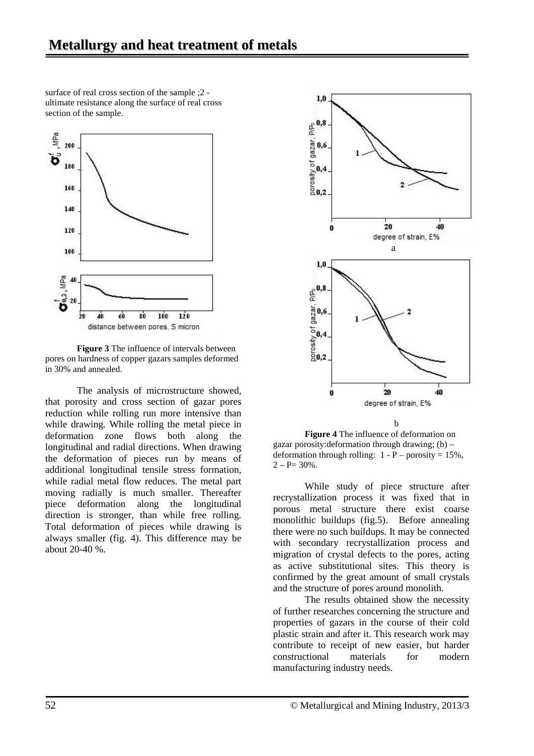surface of real cross section of the sample ;2 - ultimate resistance along the surface of real cross section of the sample.

**Figure 3** The influence of intervals between pores on hardness of copper gazars samples deformed in 30% and annealed.

The analysis of microstructure showed, that porosity and cross section of gazar pores reduction while rolling run more intensive than while drawing. While rolling the metal piece in deformation zone flows both along the longitudinal and radial directions. When drawing the deformation of pieces run by means of additional longitudinal tensile stress formation, while radial metal flow reduces. The metal part moving radially is much smaller. Thereafter piece deformation along the longitudinal direction is stronger, than while free rolling. Total deformation of pieces while drawing is always smaller (fig. 4). This difference may be about 20-40 %.

**Figure 4** The influence of deformation on gazar porosity:deformation through drawing; (b) – deformation through rolling: 1 - P – porosity = 15%, 2 – P= 30%.

While study of piece structure after recrystallization process it was fixed that in porous metal structure there exist coarse monolithic buildups (fig.5). Before annealing there were no such buildups. It may be connected with secondary recrystallization process and migration of crystal defects to the pores, acting as active substitutional sites. This theory is confirmed by the great amount of small crystals and the structure of pores around monolith.

The results obtained show the necessity of further researches concerning the structure and properties of gazars in the course of their cold plastic strain and after it. This research work may contribute to receipt of new easier, but harder constructional materials for modern manufacturing industry needs.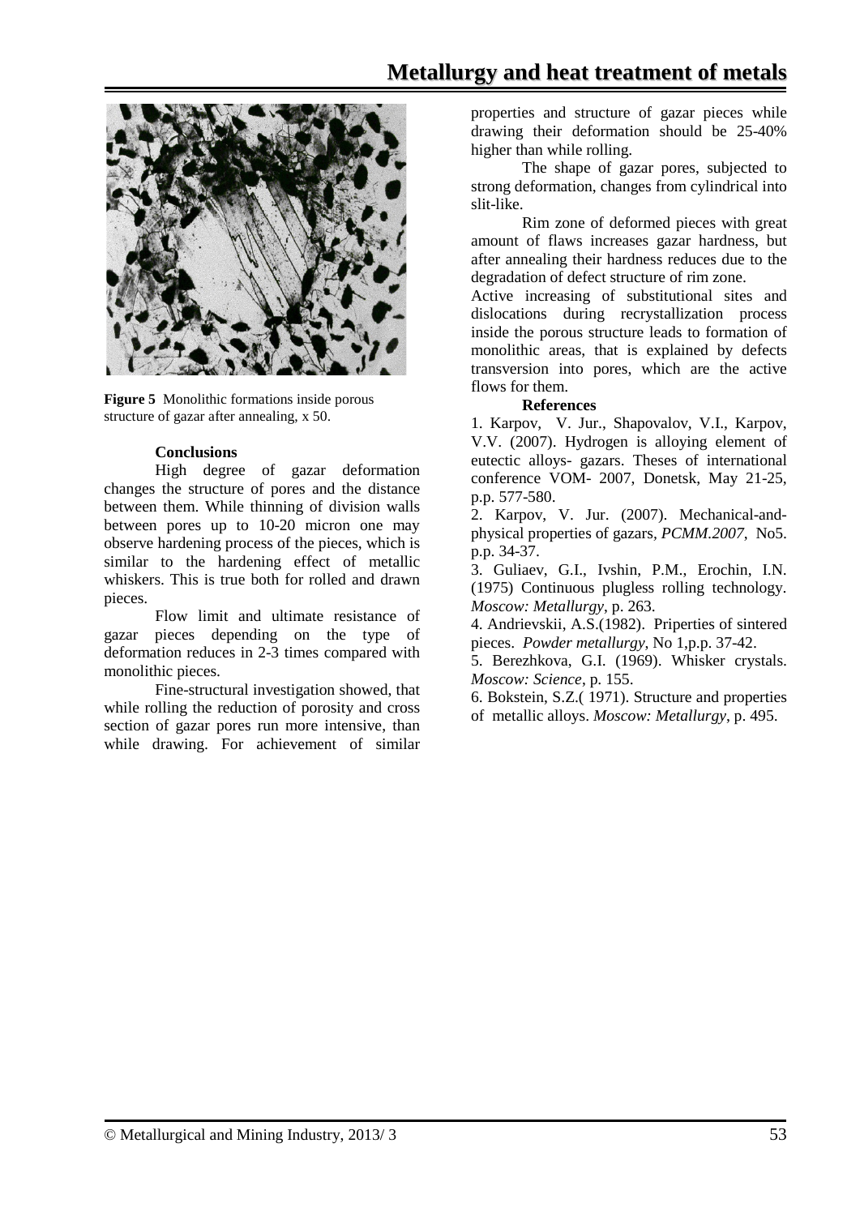**Figure 5** Monolithic formations inside porous structure of gazar after annealing, x 50.

#### Conclusions

High degree of gazar deformation changes the structure of pores and the distance between them. While thinning of division walls between pores up to 10-20 micron one may observe hardening process of the pieces, which is similar to the hardening effect of metallic whiskers. This is true both for rolled and drawn pieces.

Flow limit and ultimate resistance of gazar pieces depending on the type of deformation reduces in 2-3 times compared with monolithic pieces.

Fine-structural investigation showed, that while rolling the reduction of porosity and cross section of gazar pores run more intensive, than while drawing. For achievement of similar properties and structure of gazar pieces while drawing their deformation should be 25-40% higher than while rolling.

The shape of gazar pores, subjected to strong deformation, changes from cylindrical into slit-like.

Rim zone of deformed pieces with great amount of flaws increases gazar hardness, but after annealing their hardness reduces due to the degradation of defect structure of rim zone.

Active increasing of substitutional sites and dislocations during recrystallization process inside the porous structure leads to formation of monolithic areas, that is explained by defects transversion into pores, which are the active flows for them.

#### References

1. Karpov, V. Jur., Shapovalov, V.I., Karpov, V.V. (2007). Hydrogen is alloying element of eutectic alloys- gazars. Theses of international conference VOM- 2007, Donetsk, May 21-25, p.p. 577-580.
2. Karpov, V. Jur. (2007). Mechanical-and-physical properties of gazars, *PCMM.2007*, No5. p.p. 34-37.
3. Guliaev, G.I., Ivshin, P.M., Erochin, I.N. (1975) Continuous plugless rolling technology. *Moscow: Metallurgy*, p. 263.
4. Andrievskii, A.S.(1982). Priperties of sintered pieces. *Powder metallurgy*, No 1,p.p. 37-42.
5. Berezhkova, G.I. (1969). Whisker crystals. *Moscow: Science*, p. 155.
6. Bokstein, S.Z.( 1971). Structure and properties of metallic alloys. *Moscow: Metallurgy*, p. 495.